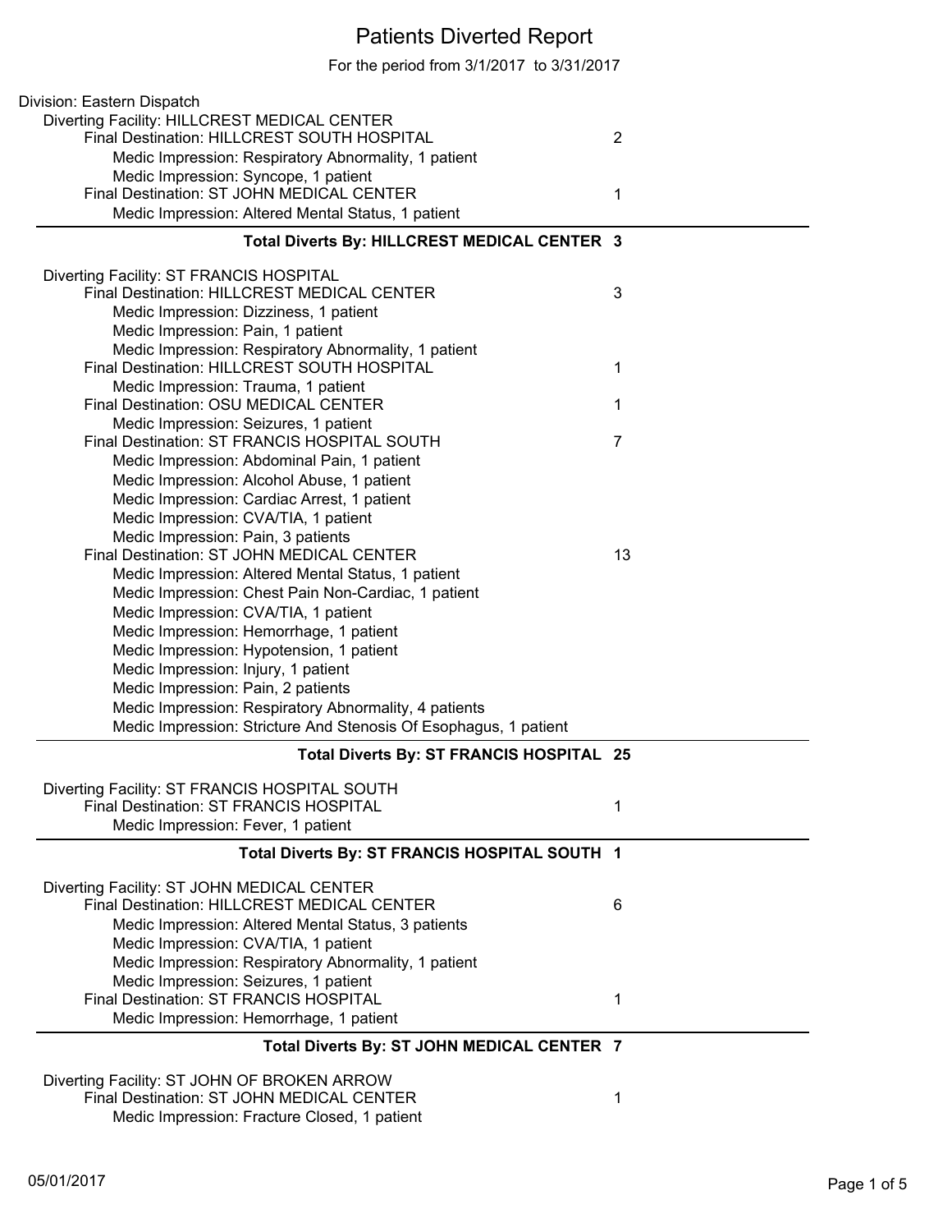# Patients Diverted Report

For the period from 3/1/2017 to 3/31/2017

Division: Eastern Dispatch

Diverting Facility: HILLCREST MEDICAL CENTER

- Final Destination: HILLCREST SOUTH HOSPITAL — 2
  - Medic Impression: Respiratory Abnormality, 1 patient
  - Medic Impression: Syncope, 1 patient
- Final Destination: ST JOHN MEDICAL CENTER — 1
  - Medic Impression: Altered Mental Status, 1 patient

**Total Diverts By: HILLCREST MEDICAL CENTER 3**

Diverting Facility: ST FRANCIS HOSPITAL

- Final Destination: HILLCREST MEDICAL CENTER — 3
  - Medic Impression: Dizziness, 1 patient
  - Medic Impression: Pain, 1 patient
  - Medic Impression: Respiratory Abnormality, 1 patient
- Final Destination: HILLCREST SOUTH HOSPITAL — 1
  - Medic Impression: Trauma, 1 patient
- Final Destination: OSU MEDICAL CENTER — 1
  - Medic Impression: Seizures, 1 patient
- Final Destination: ST FRANCIS HOSPITAL SOUTH — 7
  - Medic Impression: Abdominal Pain, 1 patient
  - Medic Impression: Alcohol Abuse, 1 patient
  - Medic Impression: Cardiac Arrest, 1 patient
  - Medic Impression: CVA/TIA, 1 patient
  - Medic Impression: Pain, 3 patients
- Final Destination: ST JOHN MEDICAL CENTER — 13
  - Medic Impression: Altered Mental Status, 1 patient
  - Medic Impression: Chest Pain Non-Cardiac, 1 patient
  - Medic Impression: CVA/TIA, 1 patient
  - Medic Impression: Hemorrhage, 1 patient
  - Medic Impression: Hypotension, 1 patient
  - Medic Impression: Injury, 1 patient
  - Medic Impression: Pain, 2 patients
  - Medic Impression: Respiratory Abnormality, 4 patients
  - Medic Impression: Stricture And Stenosis Of Esophagus, 1 patient

**Total Diverts By: ST FRANCIS HOSPITAL 25**

Diverting Facility: ST FRANCIS HOSPITAL SOUTH

- Final Destination: ST FRANCIS HOSPITAL — 1
  - Medic Impression: Fever, 1 patient

**Total Diverts By: ST FRANCIS HOSPITAL SOUTH 1**

Diverting Facility: ST JOHN MEDICAL CENTER

- Final Destination: HILLCREST MEDICAL CENTER — 6
  - Medic Impression: Altered Mental Status, 3 patients
  - Medic Impression: CVA/TIA, 1 patient
  - Medic Impression: Respiratory Abnormality, 1 patient
  - Medic Impression: Seizures, 1 patient
- Final Destination: ST FRANCIS HOSPITAL — 1
  - Medic Impression: Hemorrhage, 1 patient

**Total Diverts By: ST JOHN MEDICAL CENTER 7**

Diverting Facility: ST JOHN OF BROKEN ARROW

- Final Destination: ST JOHN MEDICAL CENTER — 1
  - Medic Impression: Fracture Closed, 1 patient

05/01/2017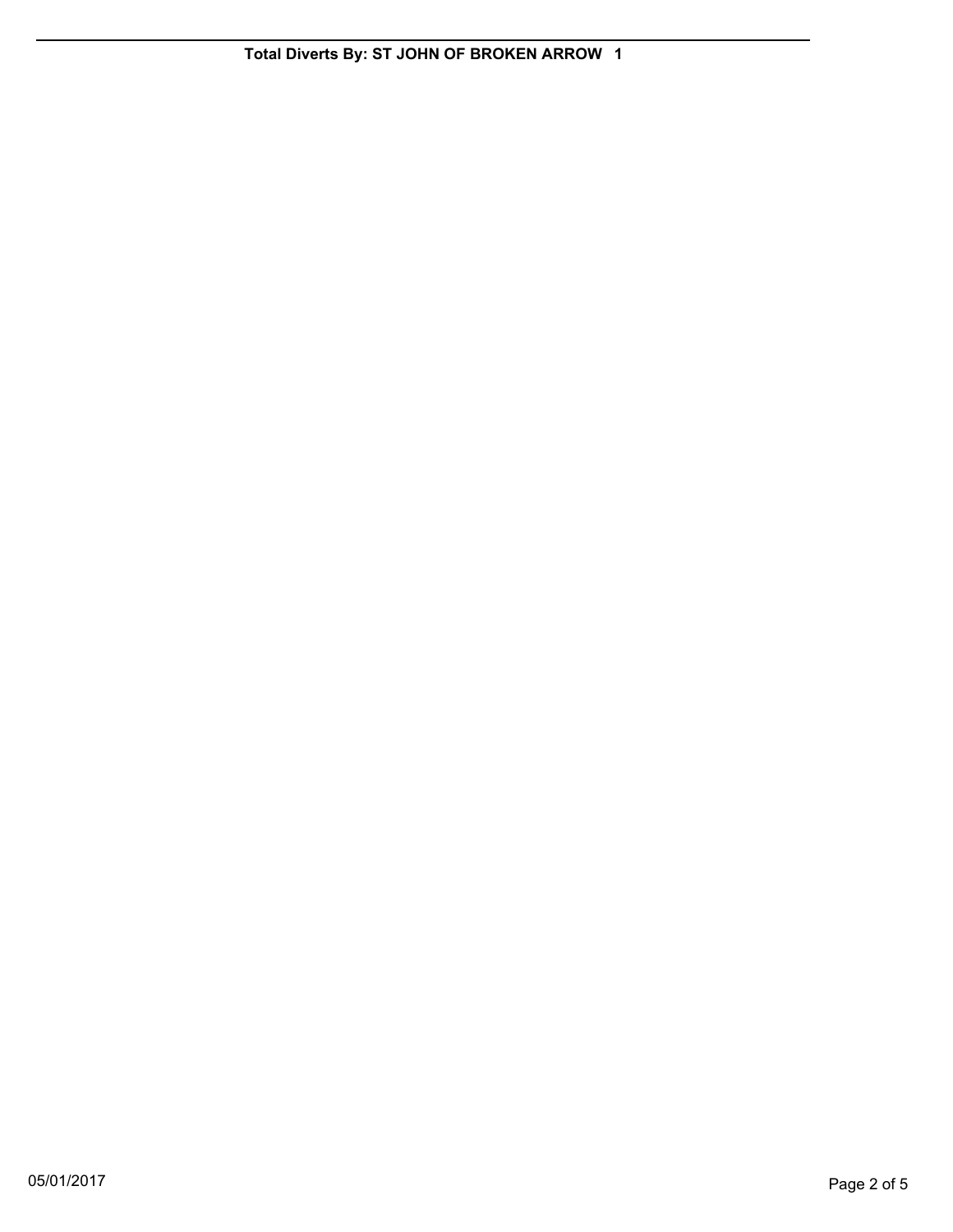---

**Total Diverts By: ST JOHN OF BROKEN ARROW 1**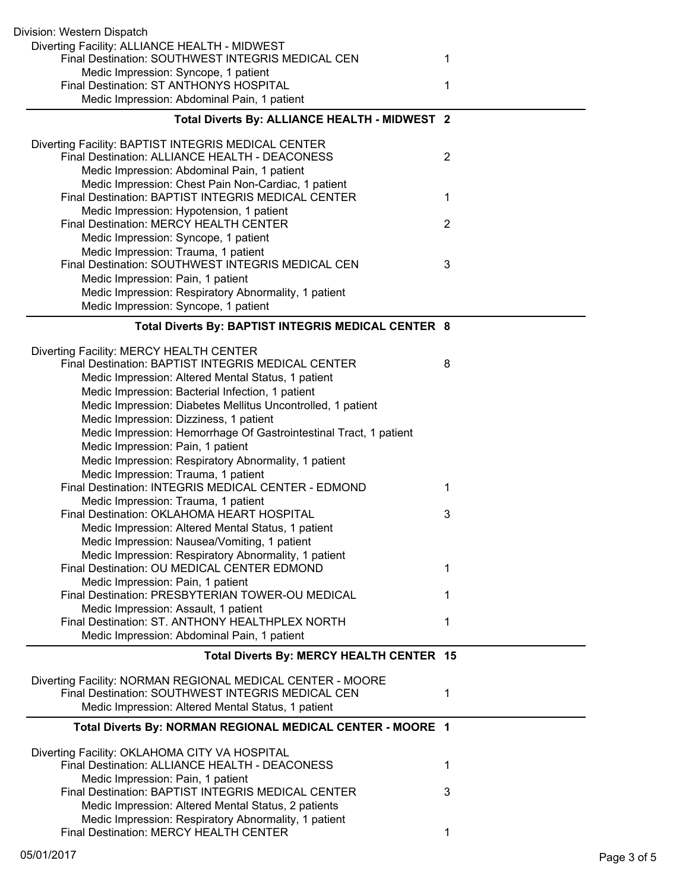Division: Western Dispatch

Diverting Facility: ALLIANCE HEALTH - MIDWEST

| | |
|---|---|
| Final Destination: SOUTHWEST INTEGRIS MEDICAL CEN | 1 |
| Medic Impression: Syncope, 1 patient | |
| Final Destination: ST ANTHONYS HOSPITAL | 1 |
| Medic Impression: Abdominal Pain, 1 patient | |

**Total Diverts By: ALLIANCE HEALTH - MIDWEST 2**

Diverting Facility: BAPTIST INTEGRIS MEDICAL CENTER

| | |
|---|---|
| Final Destination: ALLIANCE HEALTH - DEACONESS | 2 |
| Medic Impression: Abdominal Pain, 1 patient | |
| Medic Impression: Chest Pain Non-Cardiac, 1 patient | |
| Final Destination: BAPTIST INTEGRIS MEDICAL CENTER | 1 |
| Medic Impression: Hypotension, 1 patient | |
| Final Destination: MERCY HEALTH CENTER | 2 |
| Medic Impression: Syncope, 1 patient | |
| Medic Impression: Trauma, 1 patient | |
| Final Destination: SOUTHWEST INTEGRIS MEDICAL CEN | 3 |
| Medic Impression: Pain, 1 patient | |
| Medic Impression: Respiratory Abnormality, 1 patient | |
| Medic Impression: Syncope, 1 patient | |

**Total Diverts By: BAPTIST INTEGRIS MEDICAL CENTER 8**

Diverting Facility: MERCY HEALTH CENTER

| | |
|---|---|
| Final Destination: BAPTIST INTEGRIS MEDICAL CENTER | 8 |
| Medic Impression: Altered Mental Status, 1 patient | |
| Medic Impression: Bacterial Infection, 1 patient | |
| Medic Impression: Diabetes Mellitus Uncontrolled, 1 patient | |
| Medic Impression: Dizziness, 1 patient | |
| Medic Impression: Hemorrhage Of Gastrointestinal Tract, 1 patient | |
| Medic Impression: Pain, 1 patient | |
| Medic Impression: Respiratory Abnormality, 1 patient | |
| Medic Impression: Trauma, 1 patient | |
| Final Destination: INTEGRIS MEDICAL CENTER - EDMOND | 1 |
| Medic Impression: Trauma, 1 patient | |
| Final Destination: OKLAHOMA HEART HOSPITAL | 3 |
| Medic Impression: Altered Mental Status, 1 patient | |
| Medic Impression: Nausea/Vomiting, 1 patient | |
| Medic Impression: Respiratory Abnormality, 1 patient | |
| Final Destination: OU MEDICAL CENTER EDMOND | 1 |
| Medic Impression: Pain, 1 patient | |
| Final Destination: PRESBYTERIAN TOWER-OU MEDICAL | 1 |
| Medic Impression: Assault, 1 patient | |
| Final Destination: ST. ANTHONY HEALTHPLEX NORTH | 1 |
| Medic Impression: Abdominal Pain, 1 patient | |

**Total Diverts By: MERCY HEALTH CENTER 15**

Diverting Facility: NORMAN REGIONAL MEDICAL CENTER - MOORE

| | |
|---|---|
| Final Destination: SOUTHWEST INTEGRIS MEDICAL CEN | 1 |
| Medic Impression: Altered Mental Status, 1 patient | |

**Total Diverts By: NORMAN REGIONAL MEDICAL CENTER - MOORE 1**

Diverting Facility: OKLAHOMA CITY VA HOSPITAL

| | |
|---|---|
| Final Destination: ALLIANCE HEALTH - DEACONESS | 1 |
| Medic Impression: Pain, 1 patient | |
| Final Destination: BAPTIST INTEGRIS MEDICAL CENTER | 3 |
| Medic Impression: Altered Mental Status, 2 patients | |
| Medic Impression: Respiratory Abnormality, 1 patient | |
| Final Destination: MERCY HEALTH CENTER | 1 |

05/01/2017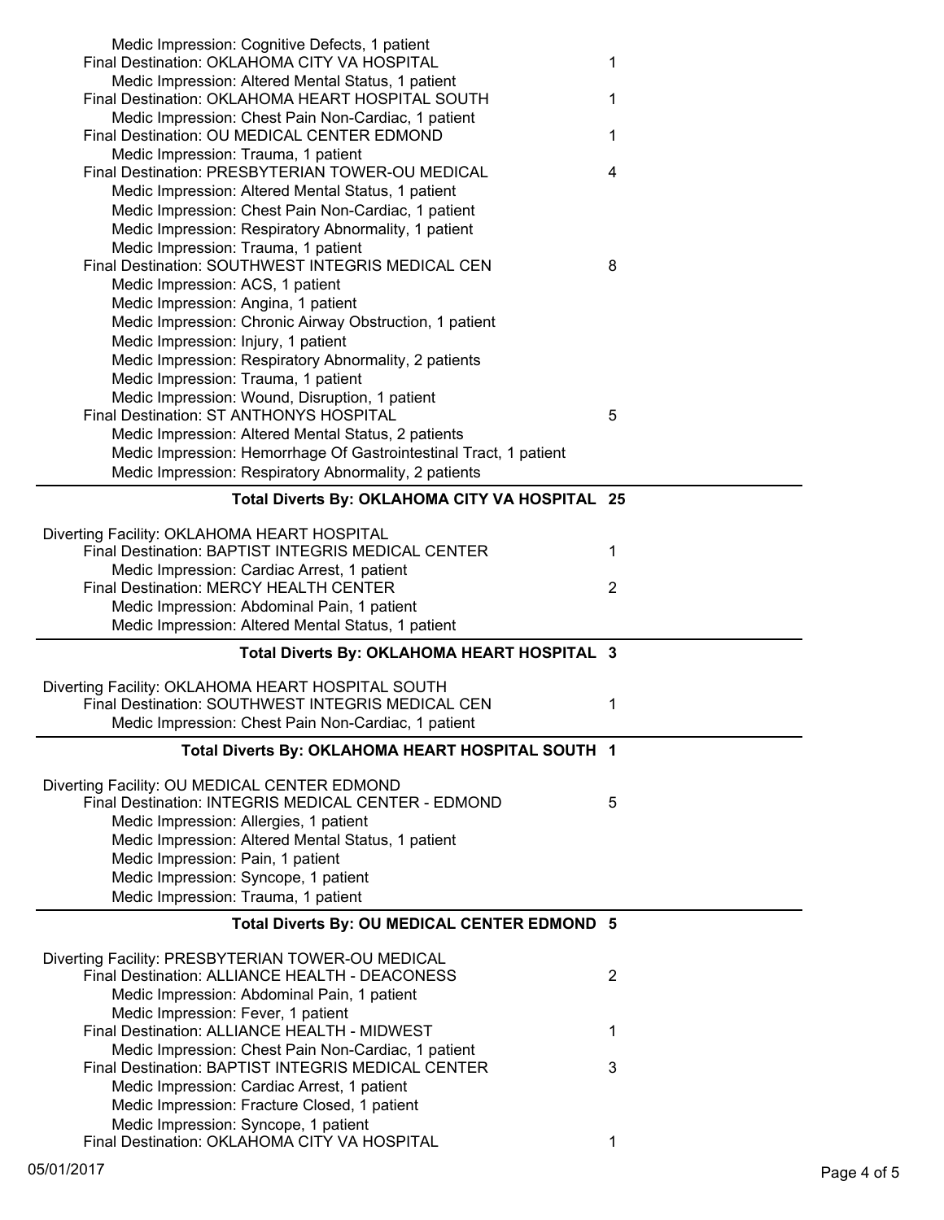Medic Impression: Cognitive Defects, 1 patient

Final Destination: OKLAHOMA CITY VA HOSPITAL 1

Medic Impression: Altered Mental Status, 1 patient

Final Destination: OKLAHOMA HEART HOSPITAL SOUTH 1

Medic Impression: Chest Pain Non-Cardiac, 1 patient

Final Destination: OU MEDICAL CENTER EDMOND 1

Medic Impression: Trauma, 1 patient

Final Destination: PRESBYTERIAN TOWER-OU MEDICAL 4

Medic Impression: Altered Mental Status, 1 patient
Medic Impression: Chest Pain Non-Cardiac, 1 patient
Medic Impression: Respiratory Abnormality, 1 patient
Medic Impression: Trauma, 1 patient

Final Destination: SOUTHWEST INTEGRIS MEDICAL CEN 8

Medic Impression: ACS, 1 patient
Medic Impression: Angina, 1 patient
Medic Impression: Chronic Airway Obstruction, 1 patient
Medic Impression: Injury, 1 patient
Medic Impression: Respiratory Abnormality, 2 patients
Medic Impression: Trauma, 1 patient
Medic Impression: Wound, Disruption, 1 patient

Final Destination: ST ANTHONYS HOSPITAL 5

Medic Impression: Altered Mental Status, 2 patients
Medic Impression: Hemorrhage Of Gastrointestinal Tract, 1 patient
Medic Impression: Respiratory Abnormality, 2 patients

**Total Diverts By: OKLAHOMA CITY VA HOSPITAL 25**

---

Diverting Facility: OKLAHOMA HEART HOSPITAL

Final Destination: BAPTIST INTEGRIS MEDICAL CENTER 1

Medic Impression: Cardiac Arrest, 1 patient

Final Destination: MERCY HEALTH CENTER 2

Medic Impression: Abdominal Pain, 1 patient
Medic Impression: Altered Mental Status, 1 patient

**Total Diverts By: OKLAHOMA HEART HOSPITAL 3**

---

Diverting Facility: OKLAHOMA HEART HOSPITAL SOUTH

Final Destination: SOUTHWEST INTEGRIS MEDICAL CEN 1

Medic Impression: Chest Pain Non-Cardiac, 1 patient

**Total Diverts By: OKLAHOMA HEART HOSPITAL SOUTH 1**

---

Diverting Facility: OU MEDICAL CENTER EDMOND

Final Destination: INTEGRIS MEDICAL CENTER - EDMOND 5

Medic Impression: Allergies, 1 patient
Medic Impression: Altered Mental Status, 1 patient
Medic Impression: Pain, 1 patient
Medic Impression: Syncope, 1 patient
Medic Impression: Trauma, 1 patient

**Total Diverts By: OU MEDICAL CENTER EDMOND 5**

---

Diverting Facility: PRESBYTERIAN TOWER-OU MEDICAL

Final Destination: ALLIANCE HEALTH - DEACONESS 2

Medic Impression: Abdominal Pain, 1 patient
Medic Impression: Fever, 1 patient

Final Destination: ALLIANCE HEALTH - MIDWEST 1

Medic Impression: Chest Pain Non-Cardiac, 1 patient

Final Destination: BAPTIST INTEGRIS MEDICAL CENTER 3

Medic Impression: Cardiac Arrest, 1 patient
Medic Impression: Fracture Closed, 1 patient
Medic Impression: Syncope, 1 patient

Final Destination: OKLAHOMA CITY VA HOSPITAL 1

05/01/2017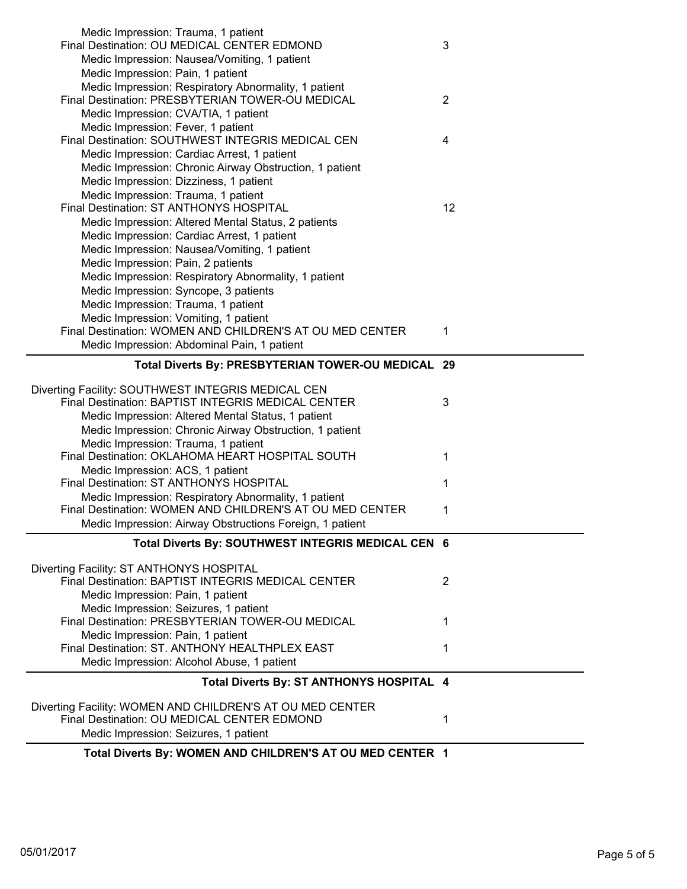| | |
|---|---|
| Medic Impression: Trauma, 1 patient | |
| Final Destination: OU MEDICAL CENTER EDMOND | 3 |
| Medic Impression: Nausea/Vomiting, 1 patient | |
| Medic Impression: Pain, 1 patient | |
| Medic Impression: Respiratory Abnormality, 1 patient | |
| Final Destination: PRESBYTERIAN TOWER-OU MEDICAL | 2 |
| Medic Impression: CVA/TIA, 1 patient | |
| Medic Impression: Fever, 1 patient | |
| Final Destination: SOUTHWEST INTEGRIS MEDICAL CEN | 4 |
| Medic Impression: Cardiac Arrest, 1 patient | |
| Medic Impression: Chronic Airway Obstruction, 1 patient | |
| Medic Impression: Dizziness, 1 patient | |
| Medic Impression: Trauma, 1 patient | |
| Final Destination: ST ANTHONYS HOSPITAL | 12 |
| Medic Impression: Altered Mental Status, 2 patients | |
| Medic Impression: Cardiac Arrest, 1 patient | |
| Medic Impression: Nausea/Vomiting, 1 patient | |
| Medic Impression: Pain, 2 patients | |
| Medic Impression: Respiratory Abnormality, 1 patient | |
| Medic Impression: Syncope, 3 patients | |
| Medic Impression: Trauma, 1 patient | |
| Medic Impression: Vomiting, 1 patient | |
| Final Destination: WOMEN AND CHILDREN'S AT OU MED CENTER | 1 |
| Medic Impression: Abdominal Pain, 1 patient | |
| **Total Diverts By: PRESBYTERIAN TOWER-OU MEDICAL** | **29** |
| Diverting Facility: SOUTHWEST INTEGRIS MEDICAL CEN | |
| Final Destination: BAPTIST INTEGRIS MEDICAL CENTER | 3 |
| Medic Impression: Altered Mental Status, 1 patient | |
| Medic Impression: Chronic Airway Obstruction, 1 patient | |
| Medic Impression: Trauma, 1 patient | |
| Final Destination: OKLAHOMA HEART HOSPITAL SOUTH | 1 |
| Medic Impression: ACS, 1 patient | |
| Final Destination: ST ANTHONYS HOSPITAL | 1 |
| Medic Impression: Respiratory Abnormality, 1 patient | |
| Final Destination: WOMEN AND CHILDREN'S AT OU MED CENTER | 1 |
| Medic Impression: Airway Obstructions Foreign, 1 patient | |
| **Total Diverts By: SOUTHWEST INTEGRIS MEDICAL CEN** | **6** |
| Diverting Facility: ST ANTHONYS HOSPITAL | |
| Final Destination: BAPTIST INTEGRIS MEDICAL CENTER | 2 |
| Medic Impression: Pain, 1 patient | |
| Medic Impression: Seizures, 1 patient | |
| Final Destination: PRESBYTERIAN TOWER-OU MEDICAL | 1 |
| Medic Impression: Pain, 1 patient | |
| Final Destination: ST. ANTHONY HEALTHPLEX EAST | 1 |
| Medic Impression: Alcohol Abuse, 1 patient | |
| **Total Diverts By: ST ANTHONYS HOSPITAL** | **4** |
| Diverting Facility: WOMEN AND CHILDREN'S AT OU MED CENTER | |
| Final Destination: OU MEDICAL CENTER EDMOND | 1 |
| Medic Impression: Seizures, 1 patient | |
| **Total Diverts By: WOMEN AND CHILDREN'S AT OU MED CENTER** | **1** |

05/01/2017